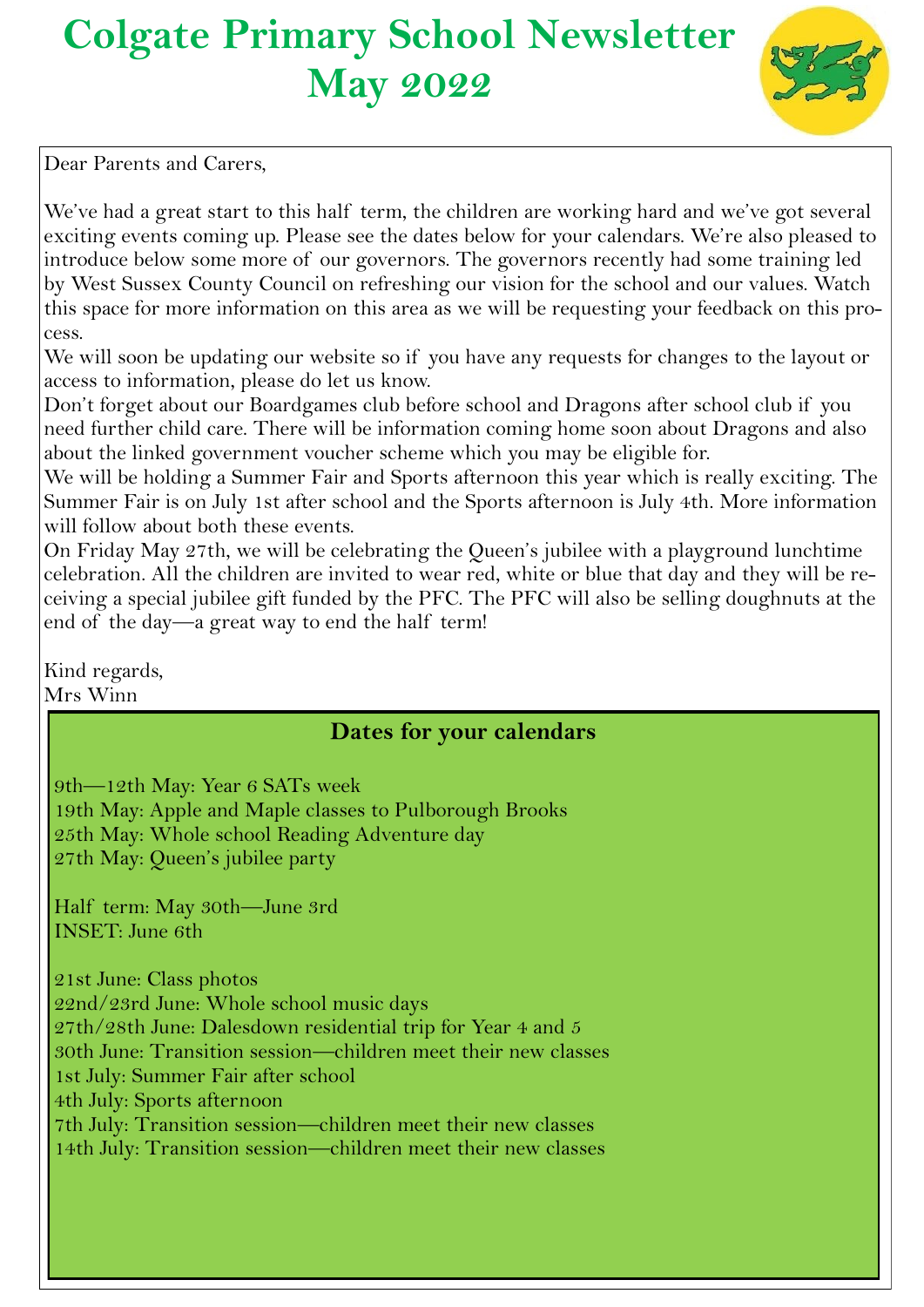# Colgate Primary School Newsletter May 2022

Dear Parents and Carers,

We've had a great start to this half term, the children are working hard and we've got several exciting events coming up. Please see the dates below for your calendars. We're also pleased to introduce below some more of our governors. The governors recently had some training led by West Sussex County Council on refreshing our vision for the school and our values. Watch this space for more information on this area as we will be requesting your feedback on this process.

We will soon be updating our website so if you have any requests for changes to the layout or access to information, please do let us know.

Don't forget about our Boardgames club before school and Dragons after school club if you need further child care. There will be information coming home soon about Dragons and also about the linked government voucher scheme which you may be eligible for.

We will be holding a Summer Fair and Sports afternoon this year which is really exciting. The Summer Fair is on July 1st after school and the Sports afternoon is July 4th. More information will follow about both these events.

On Friday May 27th, we will be celebrating the Queen's jubilee with a playground lunchtime celebration. All the children are invited to wear red, white or blue that day and they will be receiving a special jubilee gift funded by the PFC. The PFC will also be selling doughnuts at the end of the day—a great way to end the half term!

Kind regards,
Mrs Winn

## Dates for your calendars

9th—12th May: Year 6 SATs week
19th May: Apple and Maple classes to Pulborough Brooks
25th May: Whole school Reading Adventure day
27th May: Queen's jubilee party

Half term: May 30th—June 3rd
INSET: June 6th

21st June: Class photos
22nd/23rd June: Whole school music days
27th/28th June: Dalesdown residential trip for Year 4 and 5
30th June: Transition session—children meet their new classes
1st July: Summer Fair after school
4th July: Sports afternoon
7th July: Transition session—children meet their new classes
14th July: Transition session—children meet their new classes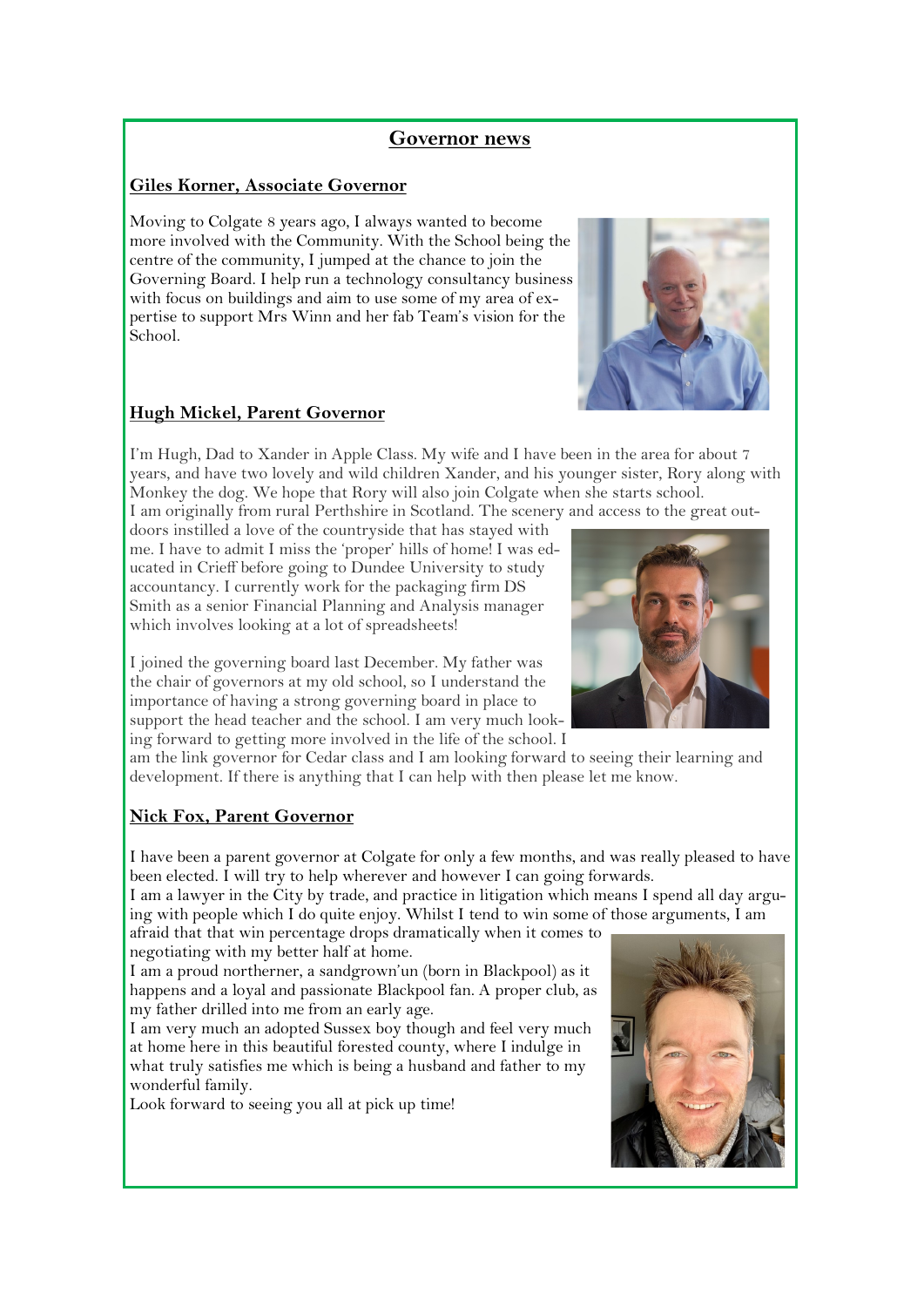## Governor news

### Giles Korner, Associate Governor

Moving to Colgate 8 years ago, I always wanted to become more involved with the Community. With the School being the centre of the community, I jumped at the chance to join the Governing Board. I help run a technology consultancy business with focus on buildings and aim to use some of my area of expertise to support Mrs Winn and her fab Team's vision for the School.

### Hugh Mickel, Parent Governor

I'm Hugh, Dad to Xander in Apple Class. My wife and I have been in the area for about 7 years, and have two lovely and wild children Xander, and his younger sister, Rory along with Monkey the dog. We hope that Rory will also join Colgate when she starts school.
I am originally from rural Perthshire in Scotland. The scenery and access to the great outdoors instilled a love of the countryside that has stayed with me. I have to admit I miss the 'proper' hills of home! I was educated in Crieff before going to Dundee University to study accountancy. I currently work for the packaging firm DS Smith as a senior Financial Planning and Analysis manager which involves looking at a lot of spreadsheets!

I joined the governing board last December. My father was the chair of governors at my old school, so I understand the importance of having a strong governing board in place to support the head teacher and the school. I am very much looking forward to getting more involved in the life of the school. I am the link governor for Cedar class and I am looking forward to seeing their learning and development. If there is anything that I can help with then please let me know.

### Nick Fox, Parent Governor

I have been a parent governor at Colgate for only a few months, and was really pleased to have been elected. I will try to help wherever and however I can going forwards.
I am a lawyer in the City by trade, and practice in litigation which means I spend all day arguing with people which I do quite enjoy. Whilst I tend to win some of those arguments, I am afraid that that win percentage drops dramatically when it comes to negotiating with my better half at home.
I am a proud northerner, a sandgrown'un (born in Blackpool) as it happens and a loyal and passionate Blackpool fan. A proper club, as my father drilled into me from an early age.
I am very much an adopted Sussex boy though and feel very much at home here in this beautiful forested county, where I indulge in what truly satisfies me which is being a husband and father to my wonderful family.
Look forward to seeing you all at pick up time!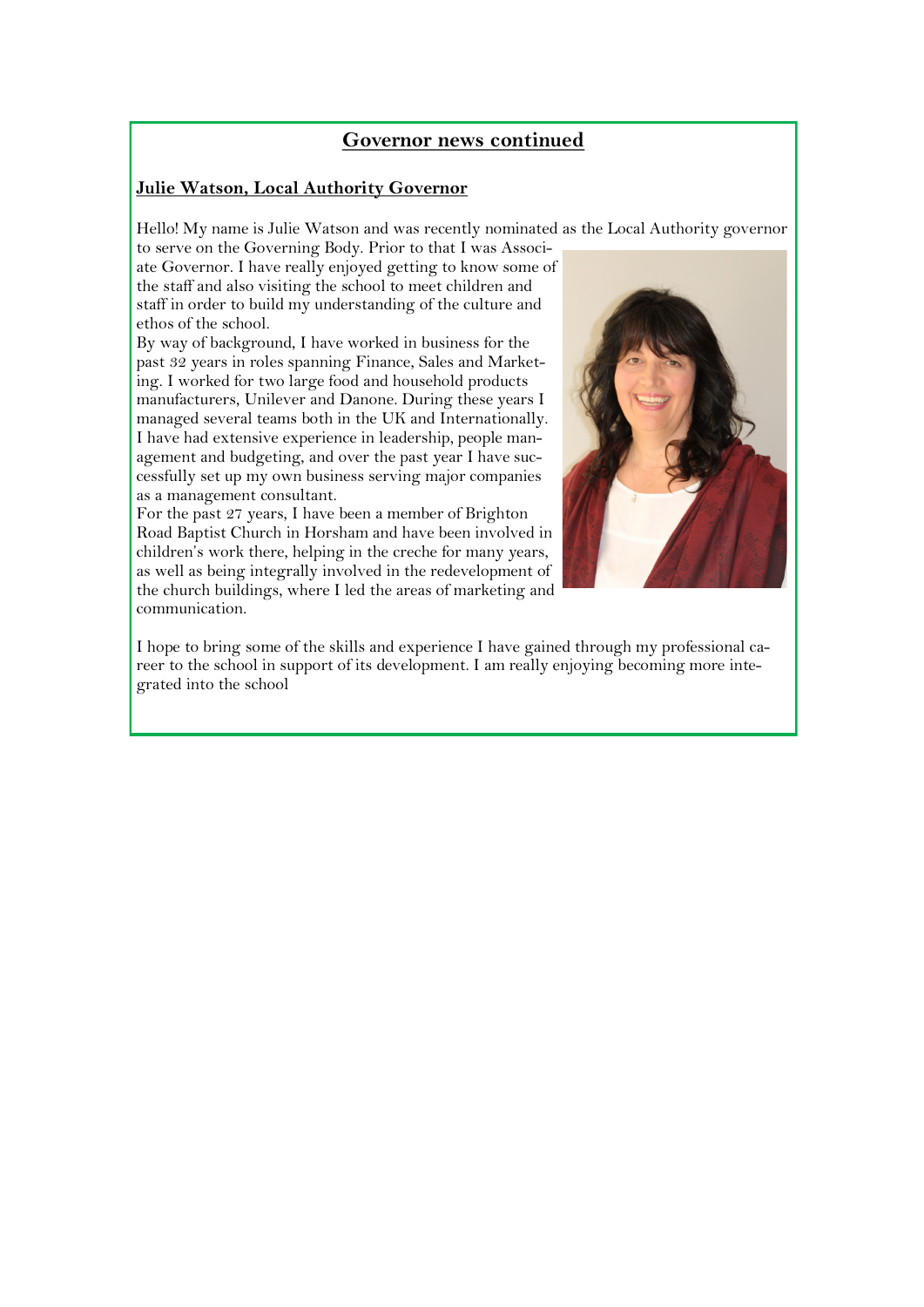## Governor news continued

### Julie Watson, Local Authority Governor

Hello! My name is Julie Watson and was recently nominated as the Local Authority governor to serve on the Governing Body. Prior to that I was Associate Governor. I have really enjoyed getting to know some of the staff and also visiting the school to meet children and staff in order to build my understanding of the culture and ethos of the school.

By way of background, I have worked in business for the past 32 years in roles spanning Finance, Sales and Marketing. I worked for two large food and household products manufacturers, Unilever and Danone. During these years I managed several teams both in the UK and Internationally. I have had extensive experience in leadership, people management and budgeting, and over the past year I have successfully set up my own business serving major companies as a management consultant.

For the past 27 years, I have been a member of Brighton Road Baptist Church in Horsham and have been involved in children's work there, helping in the creche for many years, as well as being integrally involved in the redevelopment of the church buildings, where I led the areas of marketing and communication.

I hope to bring some of the skills and experience I have gained through my professional career to the school in support of its development. I am really enjoying becoming more integrated into the school